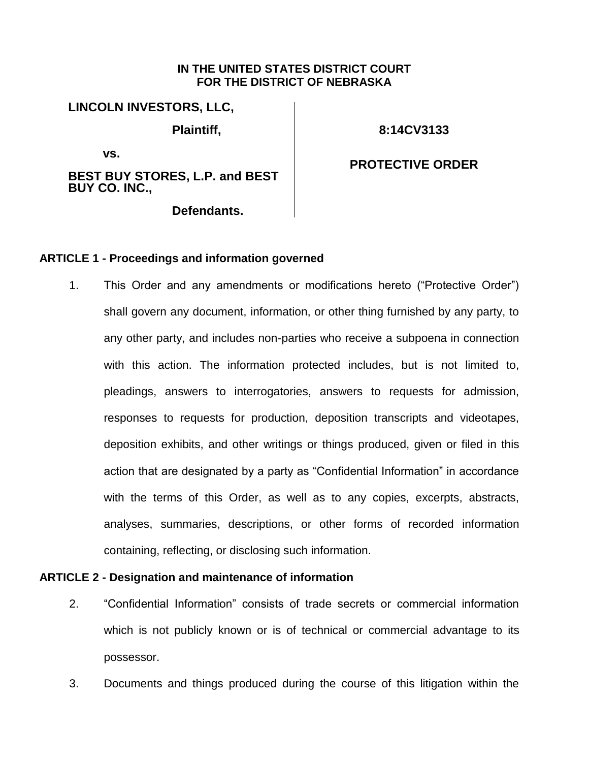**IN THE UNITED STATES DISTRICT COURT**
**FOR THE DISTRICT OF NEBRASKA**

**LINCOLN INVESTORS, LLC,**

**Plaintiff,**

**vs.**

**BEST BUY STORES, L.P. and BEST BUY CO. INC.,**

**Defendants.**

**8:14CV3133**

**PROTECTIVE ORDER**

**ARTICLE 1 - Proceedings and information governed**

1. This Order and any amendments or modifications hereto ("Protective Order") shall govern any document, information, or other thing furnished by any party, to any other party, and includes non-parties who receive a subpoena in connection with this action. The information protected includes, but is not limited to, pleadings, answers to interrogatories, answers to requests for admission, responses to requests for production, deposition transcripts and videotapes, deposition exhibits, and other writings or things produced, given or filed in this action that are designated by a party as "Confidential Information" in accordance with the terms of this Order, as well as to any copies, excerpts, abstracts, analyses, summaries, descriptions, or other forms of recorded information containing, reflecting, or disclosing such information.

**ARTICLE 2 - Designation and maintenance of information**

2. "Confidential Information" consists of trade secrets or commercial information which is not publicly known or is of technical or commercial advantage to its possessor.

3. Documents and things produced during the course of this litigation within the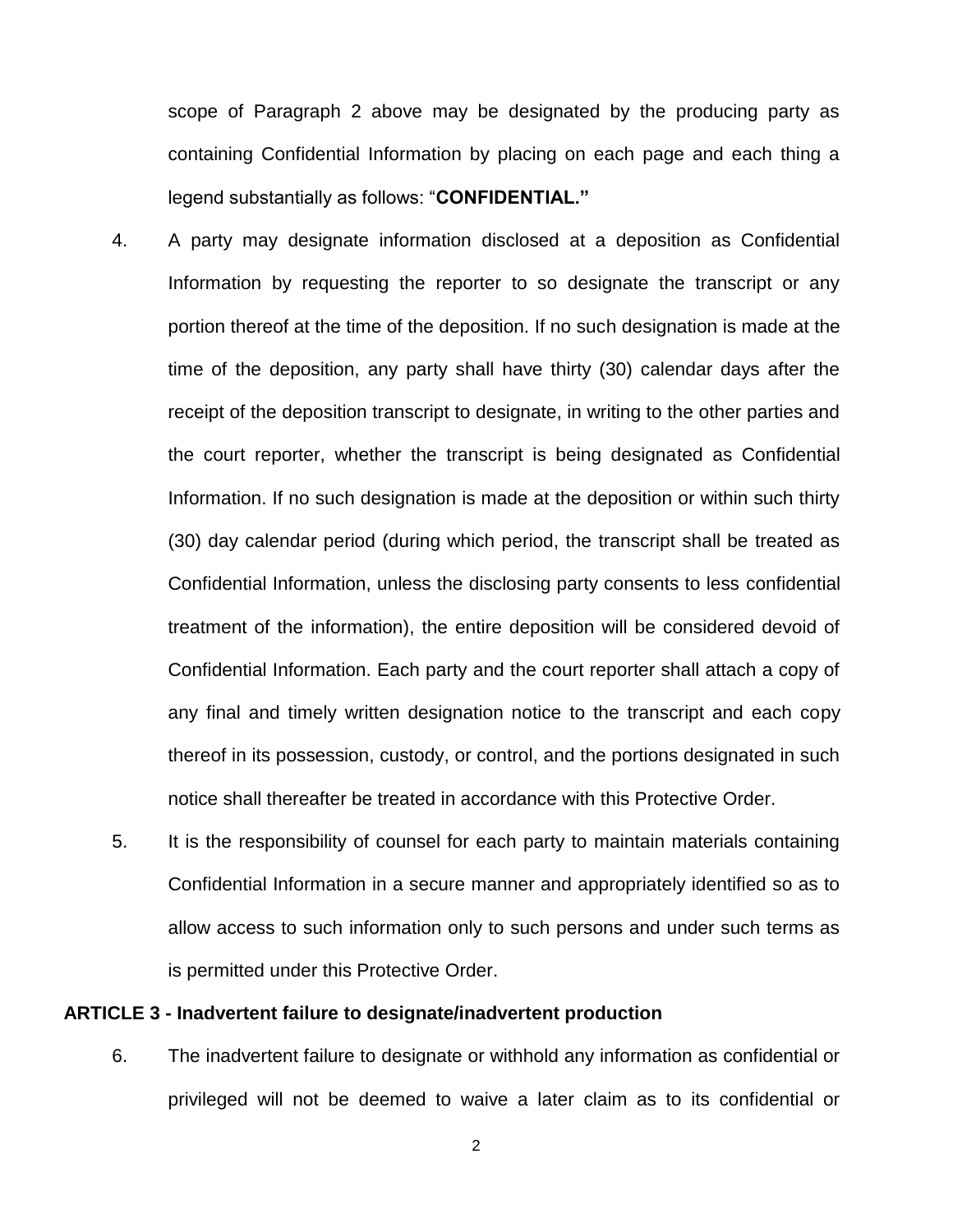scope of Paragraph 2 above may be designated by the producing party as containing Confidential Information by placing on each page and each thing a legend substantially as follows: "**CONFIDENTIAL.**"

4. A party may designate information disclosed at a deposition as Confidential Information by requesting the reporter to so designate the transcript or any portion thereof at the time of the deposition. If no such designation is made at the time of the deposition, any party shall have thirty (30) calendar days after the receipt of the deposition transcript to designate, in writing to the other parties and the court reporter, whether the transcript is being designated as Confidential Information. If no such designation is made at the deposition or within such thirty (30) day calendar period (during which period, the transcript shall be treated as Confidential Information, unless the disclosing party consents to less confidential treatment of the information), the entire deposition will be considered devoid of Confidential Information. Each party and the court reporter shall attach a copy of any final and timely written designation notice to the transcript and each copy thereof in its possession, custody, or control, and the portions designated in such notice shall thereafter be treated in accordance with this Protective Order.

5. It is the responsibility of counsel for each party to maintain materials containing Confidential Information in a secure manner and appropriately identified so as to allow access to such information only to such persons and under such terms as is permitted under this Protective Order.

**ARTICLE 3 - Inadvertent failure to designate/inadvertent production**

6. The inadvertent failure to designate or withhold any information as confidential or privileged will not be deemed to waive a later claim as to its confidential or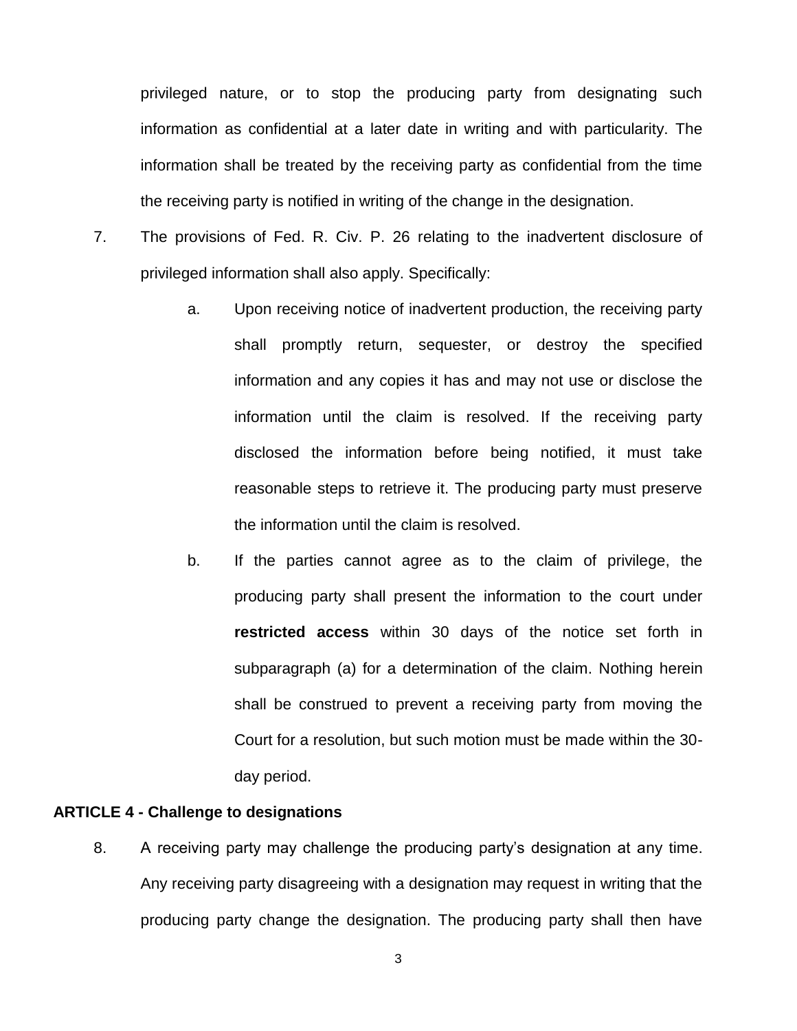privileged nature, or to stop the producing party from designating such information as confidential at a later date in writing and with particularity. The information shall be treated by the receiving party as confidential from the time the receiving party is notified in writing of the change in the designation.

7. The provisions of Fed. R. Civ. P. 26 relating to the inadvertent disclosure of privileged information shall also apply. Specifically:

    a. Upon receiving notice of inadvertent production, the receiving party shall promptly return, sequester, or destroy the specified information and any copies it has and may not use or disclose the information until the claim is resolved. If the receiving party disclosed the information before being notified, it must take reasonable steps to retrieve it. The producing party must preserve the information until the claim is resolved.

    b. If the parties cannot agree as to the claim of privilege, the producing party shall present the information to the court under **restricted access** within 30 days of the notice set forth in subparagraph (a) for a determination of the claim. Nothing herein shall be construed to prevent a receiving party from moving the Court for a resolution, but such motion must be made within the 30-day period.

**ARTICLE 4 - Challenge to designations**

8. A receiving party may challenge the producing party's designation at any time. Any receiving party disagreeing with a designation may request in writing that the producing party change the designation. The producing party shall then have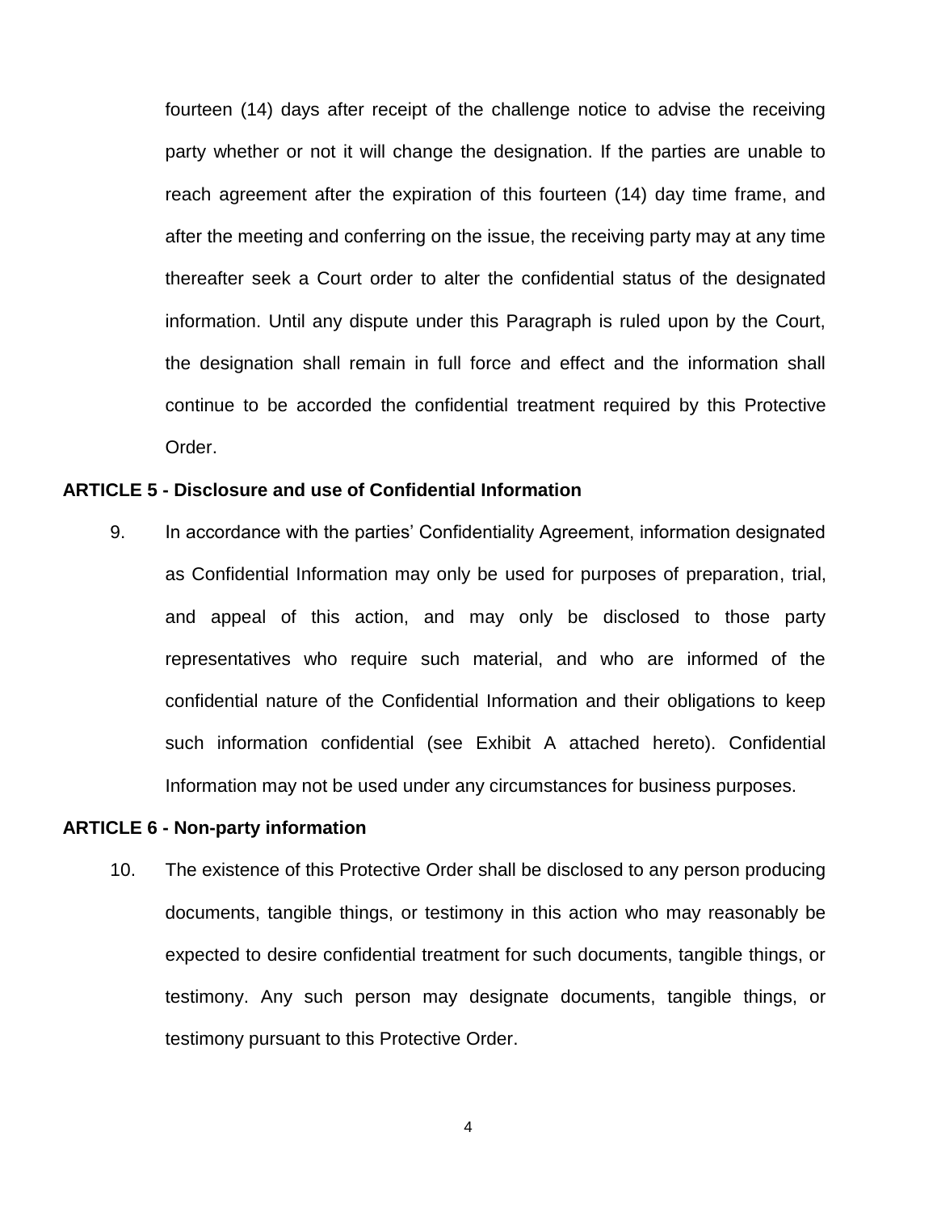fourteen (14) days after receipt of the challenge notice to advise the receiving party whether or not it will change the designation. If the parties are unable to reach agreement after the expiration of this fourteen (14) day time frame, and after the meeting and conferring on the issue, the receiving party may at any time thereafter seek a Court order to alter the confidential status of the designated information. Until any dispute under this Paragraph is ruled upon by the Court, the designation shall remain in full force and effect and the information shall continue to be accorded the confidential treatment required by this Protective Order.

**ARTICLE 5 - Disclosure and use of Confidential Information**

9. In accordance with the parties' Confidentiality Agreement, information designated as Confidential Information may only be used for purposes of preparation, trial, and appeal of this action, and may only be disclosed to those party representatives who require such material, and who are informed of the confidential nature of the Confidential Information and their obligations to keep such information confidential (see Exhibit A attached hereto). Confidential Information may not be used under any circumstances for business purposes.

**ARTICLE 6 - Non-party information**

10. The existence of this Protective Order shall be disclosed to any person producing documents, tangible things, or testimony in this action who may reasonably be expected to desire confidential treatment for such documents, tangible things, or testimony. Any such person may designate documents, tangible things, or testimony pursuant to this Protective Order.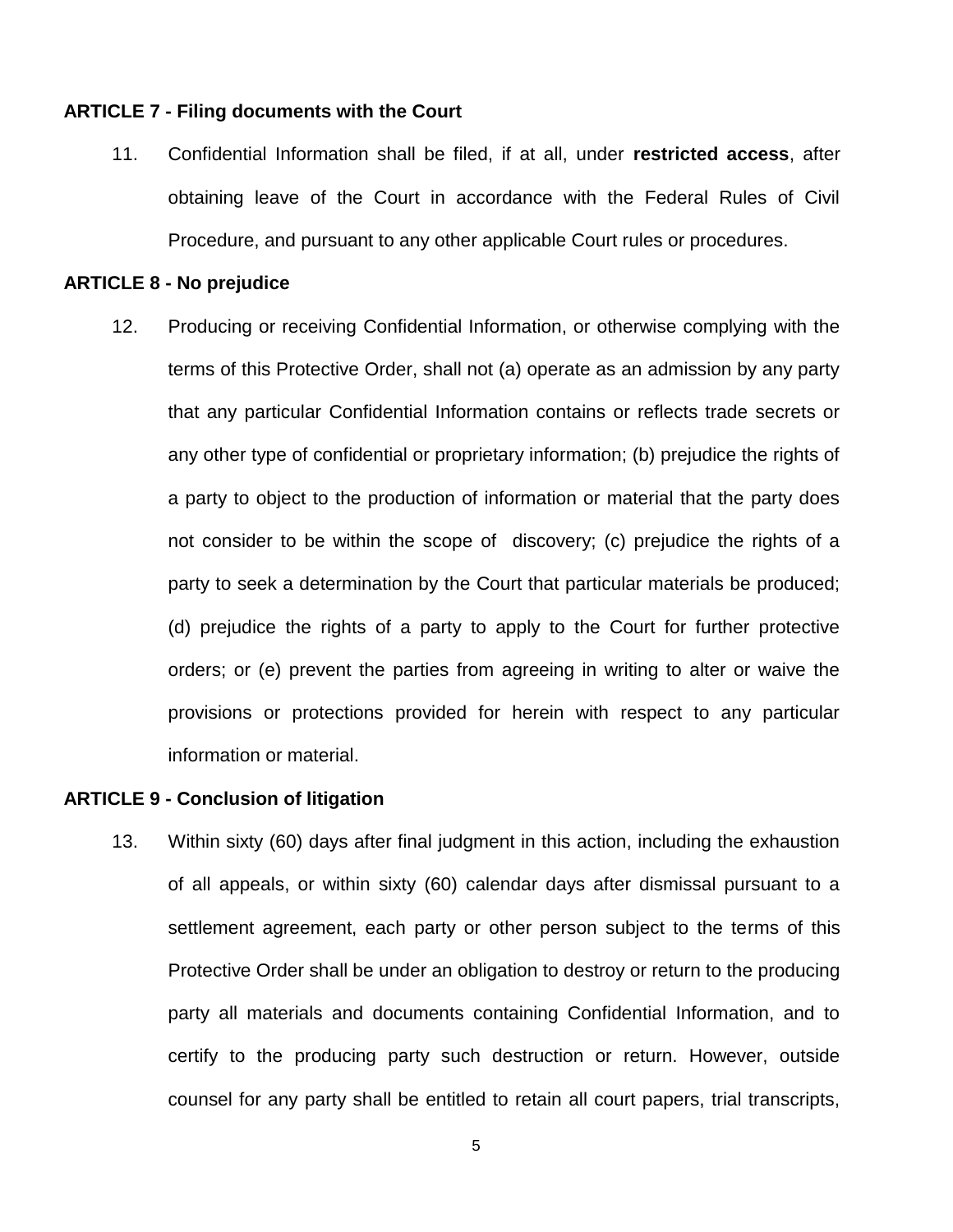**ARTICLE 7 - Filing documents with the Court**

11. Confidential Information shall be filed, if at all, under **restricted access**, after obtaining leave of the Court in accordance with the Federal Rules of Civil Procedure, and pursuant to any other applicable Court rules or procedures.

**ARTICLE 8 - No prejudice**

12. Producing or receiving Confidential Information, or otherwise complying with the terms of this Protective Order, shall not (a) operate as an admission by any party that any particular Confidential Information contains or reflects trade secrets or any other type of confidential or proprietary information; (b) prejudice the rights of a party to object to the production of information or material that the party does not consider to be within the scope of discovery; (c) prejudice the rights of a party to seek a determination by the Court that particular materials be produced; (d) prejudice the rights of a party to apply to the Court for further protective orders; or (e) prevent the parties from agreeing in writing to alter or waive the provisions or protections provided for herein with respect to any particular information or material.

**ARTICLE 9 - Conclusion of litigation**

13. Within sixty (60) days after final judgment in this action, including the exhaustion of all appeals, or within sixty (60) calendar days after dismissal pursuant to a settlement agreement, each party or other person subject to the terms of this Protective Order shall be under an obligation to destroy or return to the producing party all materials and documents containing Confidential Information, and to certify to the producing party such destruction or return. However, outside counsel for any party shall be entitled to retain all court papers, trial transcripts,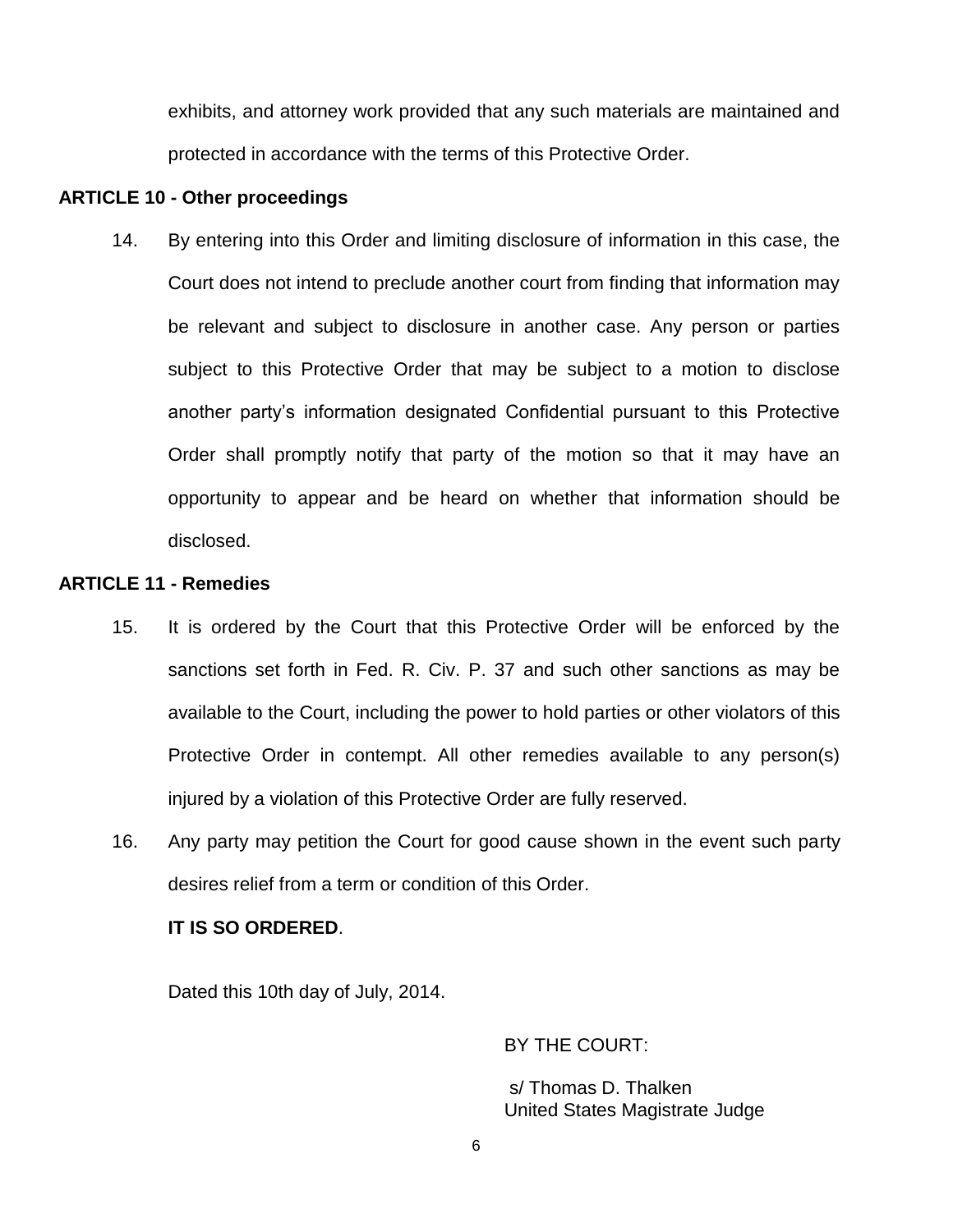exhibits, and attorney work provided that any such materials are maintained and protected in accordance with the terms of this Protective Order.

**ARTICLE 10 - Other proceedings**

14. By entering into this Order and limiting disclosure of information in this case, the Court does not intend to preclude another court from finding that information may be relevant and subject to disclosure in another case. Any person or parties subject to this Protective Order that may be subject to a motion to disclose another party's information designated Confidential pursuant to this Protective Order shall promptly notify that party of the motion so that it may have an opportunity to appear and be heard on whether that information should be disclosed.

**ARTICLE 11 - Remedies**

15. It is ordered by the Court that this Protective Order will be enforced by the sanctions set forth in Fed. R. Civ. P. 37 and such other sanctions as may be available to the Court, including the power to hold parties or other violators of this Protective Order in contempt. All other remedies available to any person(s) injured by a violation of this Protective Order are fully reserved.

16. Any party may petition the Court for good cause shown in the event such party desires relief from a term or condition of this Order.

**IT IS SO ORDERED**.

Dated this 10th day of July, 2014.

BY THE COURT:

s/ Thomas D. Thalken
United States Magistrate Judge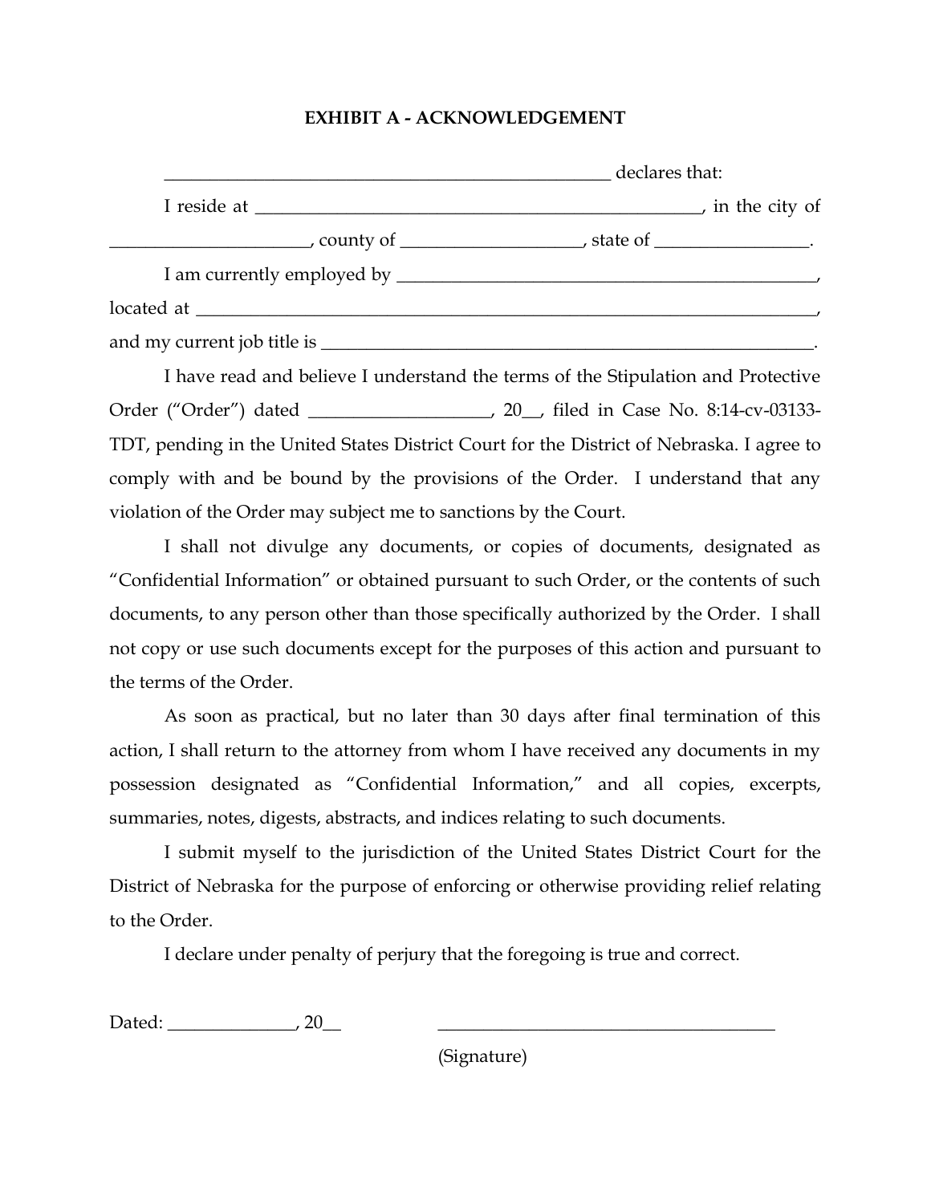# EXHIBIT A - ACKNOWLEDGEMENT

__________________________________________________ declares that:

I reside at ________________________________________________, in the city of ______________________, county of ___________________, state of ________________.

I am currently employed by ___________________________________________, located at ____________________________________________________________________, and my current job title is ______________________________________________________.

I have read and believe I understand the terms of the Stipulation and Protective Order ("Order") dated ___________________, 20__, filed in Case No. 8:14-cv-03133-TDT, pending in the United States District Court for the District of Nebraska. I agree to comply with and be bound by the provisions of the Order. I understand that any violation of the Order may subject me to sanctions by the Court.

I shall not divulge any documents, or copies of documents, designated as "Confidential Information" or obtained pursuant to such Order, or the contents of such documents, to any person other than those specifically authorized by the Order. I shall not copy or use such documents except for the purposes of this action and pursuant to the terms of the Order.

As soon as practical, but no later than 30 days after final termination of this action, I shall return to the attorney from whom I have received any documents in my possession designated as "Confidential Information," and all copies, excerpts, summaries, notes, digests, abstracts, and indices relating to such documents.

I submit myself to the jurisdiction of the United States District Court for the District of Nebraska for the purpose of enforcing or otherwise providing relief relating to the Order.

I declare under penalty of perjury that the foregoing is true and correct.

Dated: ______________, 20__ ______________________________________

(Signature)